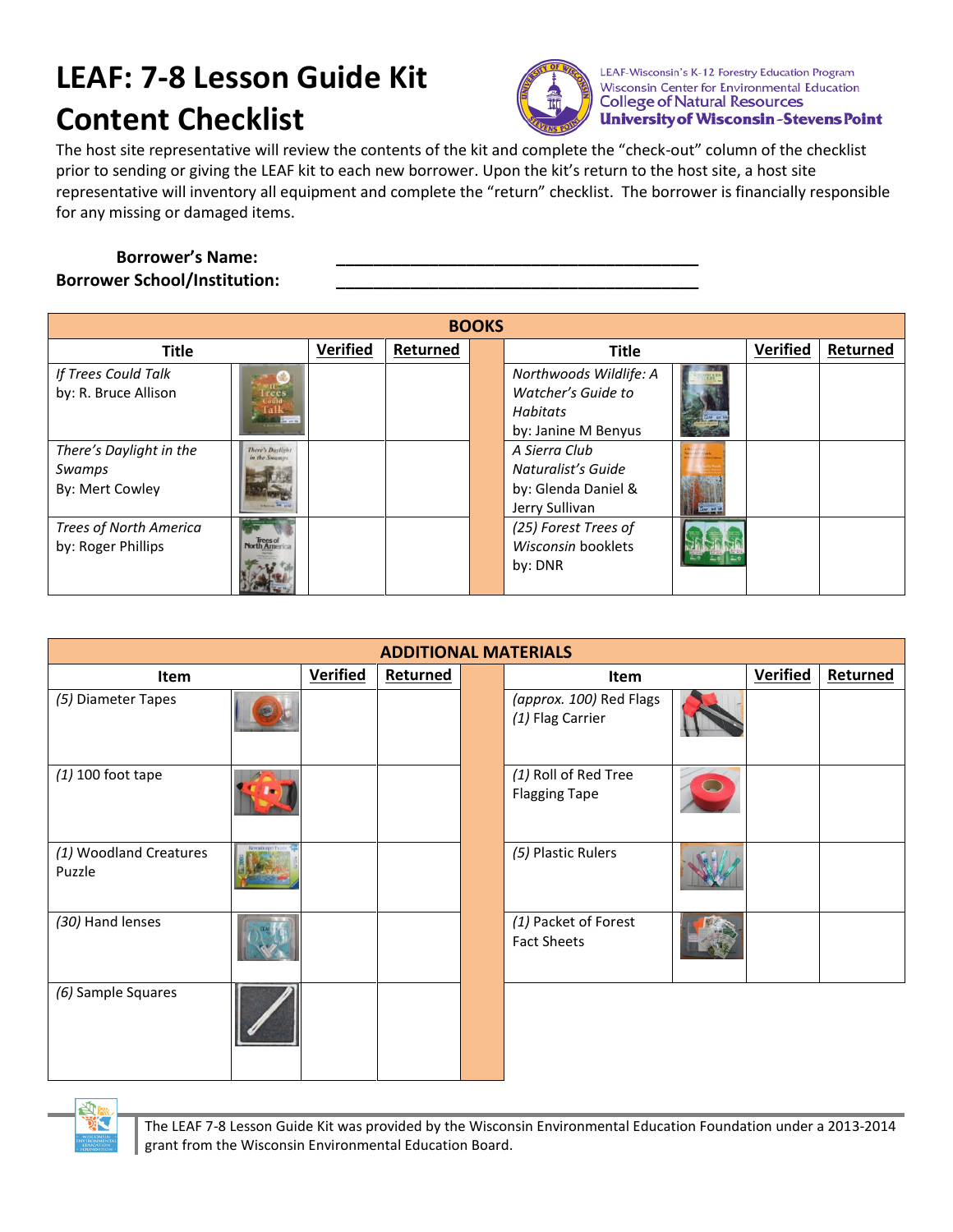# LEAF: 7-8 Lesson Guide Kit Content Checklist

LEAF-Wisconsin's K-12 Forestry Education Program
Wisconsin Center for Environmental Education
College of Natural Resources
University of Wisconsin-Stevens Point

The host site representative will review the contents of the kit and complete the "check-out" column of the checklist prior to sending or giving the LEAF kit to each new borrower. Upon the kit's return to the host site, a host site representative will inventory all equipment and complete the "return" checklist. The borrower is financially responsible for any missing or damaged items.

**Borrower's Name:** ________________________________________

**Borrower School/Institution:** ________________________________________

| BOOKS | | | | | | | |
|---|---|---|---|---|---|---|---|
| **Title** | | **Verified** | **Returned** | | **Title** | **Verified** | **Returned** |
| *If Trees Could Talk* by: R. Bruce Allison | | | | | *Northwoods Wildlife: A Watcher's Guide to Habitats* by: Janine M Benyus | | |
| *There's Daylight in the Swamps* By: Mert Cowley | | | | | *A Sierra Club Naturalist's Guide* by: Glenda Daniel & Jerry Sullivan | | |
| *Trees of North America* by: Roger Phillips | | | | | *(25) Forest Trees of Wisconsin* booklets by: DNR | | |

| ADDITIONAL MATERIALS | | | | | | | |
|---|---|---|---|---|---|---|---|
| **Item** | | **Verified** | **Returned** | | **Item** | **Verified** | **Returned** |
| *(5)* Diameter Tapes | | | | | *(approx. 100)* Red Flags *(1)* Flag Carrier | | |
| *(1)* 100 foot tape | | | | | *(1)* Roll of Red Tree Flagging Tape | | |
| *(1)* Woodland Creatures Puzzle | | | | | *(5)* Plastic Rulers | | |
| *(30)* Hand lenses | | | | | *(1)* Packet of Forest Fact Sheets | | |
| *(6)* Sample Squares | | | | | | | |

The LEAF 7-8 Lesson Guide Kit was provided by the Wisconsin Environmental Education Foundation under a 2013-2014 grant from the Wisconsin Environmental Education Board.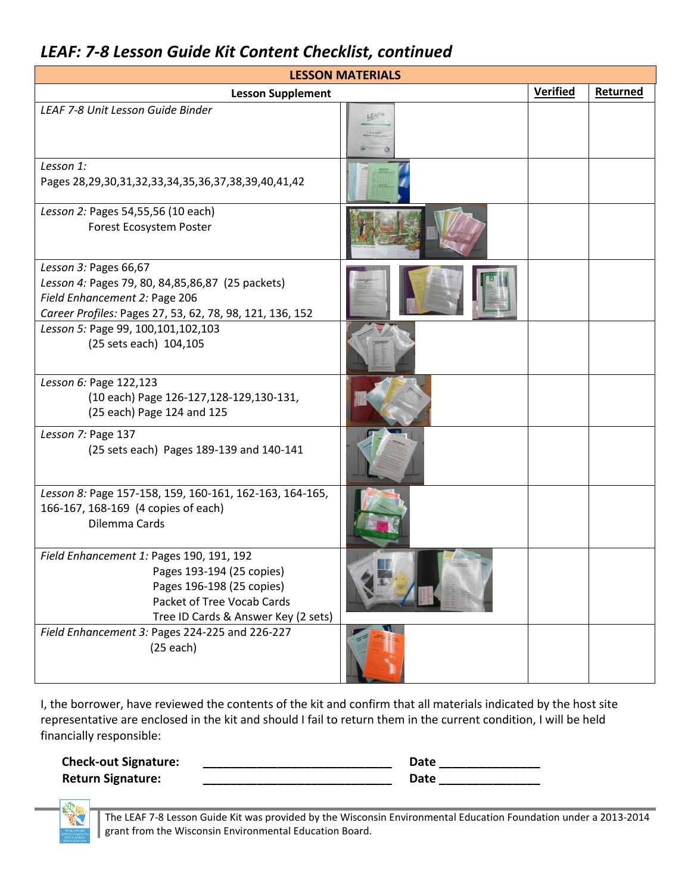## *LEAF: 7-8 Lesson Guide Kit Content Checklist, continued*

| LESSON MATERIALS | | | |
|---|---|---|---|
| **Lesson Supplement** | | **Verified** | **Returned** |
| *LEAF 7-8 Unit Lesson Guide Binder* | | | |
| *Lesson 1:* Pages 28,29,30,31,32,33,34,35,36,37,38,39,40,41,42 | | | |
| *Lesson 2:* Pages 54,55,56 (10 each) Forest Ecosystem Poster | | | |
| *Lesson 3:* Pages 66,67 *Lesson 4:* Pages 79, 80, 84,85,86,87 (25 packets) *Field Enhancement 2:* Page 206 *Career Profiles:* Pages 27, 53, 62, 78, 98, 121, 136, 152 | | | |
| *Lesson 5:* Page 99, 100,101,102,103 (25 sets each) 104,105 | | | |
| *Lesson 6:* Page 122,123 (10 each) Page 126-127,128-129,130-131, (25 each) Page 124 and 125 | | | |
| *Lesson 7:* Page 137 (25 sets each) Pages 189-139 and 140-141 | | | |
| *Lesson 8:* Page 157-158, 159, 160-161, 162-163, 164-165, 166-167, 168-169 (4 copies of each) Dilemma Cards | | | |
| *Field Enhancement 1:* Pages 190, 191, 192 Pages 193-194 (25 copies) Pages 196-198 (25 copies) Packet of Tree Vocab Cards Tree ID Cards & Answer Key (2 sets) | | | |
| *Field Enhancement 3:* Pages 224-225 and 226-227 (25 each) | | | |

I, the borrower, have reviewed the contents of the kit and confirm that all materials indicated by the host site representative are enclosed in the kit and should I fail to return them in the current condition, I will be held financially responsible:

**Check-out Signature:** ______________________________ Date _______________

**Return Signature:** ______________________________ Date _______________

The LEAF 7-8 Lesson Guide Kit was provided by the Wisconsin Environmental Education Foundation under a 2013-2014 grant from the Wisconsin Environmental Education Board.